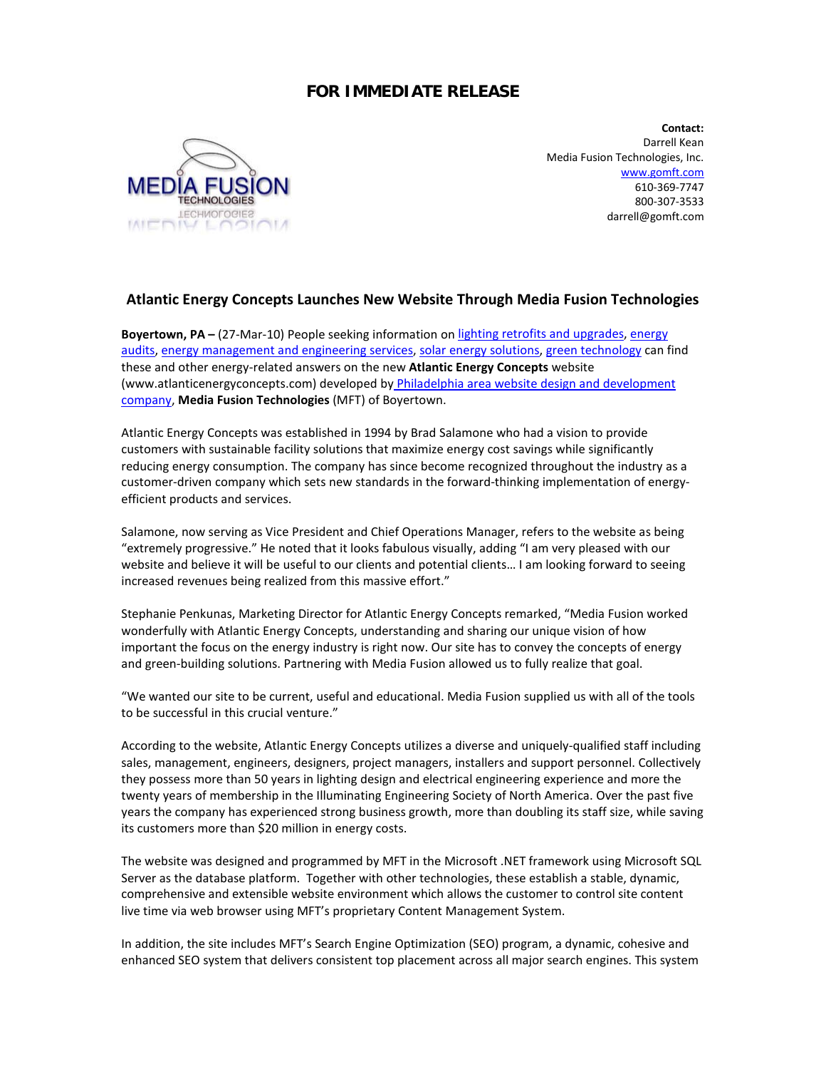# FOR IMMEDIATE RELEASE

**Contact:**
Darrell Kean
Media Fusion Technologies, Inc.
www.gomft.com
610-369-7747
800-307-3533
darrell@gomft.com

## Atlantic Energy Concepts Launches New Website Through Media Fusion Technologies

**Boyertown, PA –** (27-Mar-10) People seeking information on lighting retrofits and upgrades, energy audits, energy management and engineering services, solar energy solutions, green technology can find these and other energy-related answers on the new **Atlantic Energy Concepts** website (www.atlanticenergyconcepts.com) developed by Philadelphia area website design and development company, **Media Fusion Technologies** (MFT) of Boyertown.

Atlantic Energy Concepts was established in 1994 by Brad Salamone who had a vision to provide customers with sustainable facility solutions that maximize energy cost savings while significantly reducing energy consumption. The company has since become recognized throughout the industry as a customer-driven company which sets new standards in the forward-thinking implementation of energy-efficient products and services.

Salamone, now serving as Vice President and Chief Operations Manager, refers to the website as being "extremely progressive." He noted that it looks fabulous visually, adding "I am very pleased with our website and believe it will be useful to our clients and potential clients… I am looking forward to seeing increased revenues being realized from this massive effort."

Stephanie Penkunas, Marketing Director for Atlantic Energy Concepts remarked, "Media Fusion worked wonderfully with Atlantic Energy Concepts, understanding and sharing our unique vision of how important the focus on the energy industry is right now. Our site has to convey the concepts of energy and green-building solutions. Partnering with Media Fusion allowed us to fully realize that goal.

"We wanted our site to be current, useful and educational. Media Fusion supplied us with all of the tools to be successful in this crucial venture."

According to the website, Atlantic Energy Concepts utilizes a diverse and uniquely-qualified staff including sales, management, engineers, designers, project managers, installers and support personnel. Collectively they possess more than 50 years in lighting design and electrical engineering experience and more the twenty years of membership in the Illuminating Engineering Society of North America. Over the past five years the company has experienced strong business growth, more than doubling its staff size, while saving its customers more than $20 million in energy costs.

The website was designed and programmed by MFT in the Microsoft .NET framework using Microsoft SQL Server as the database platform. Together with other technologies, these establish a stable, dynamic, comprehensive and extensible website environment which allows the customer to control site content live time via web browser using MFT's proprietary Content Management System.

In addition, the site includes MFT's Search Engine Optimization (SEO) program, a dynamic, cohesive and enhanced SEO system that delivers consistent top placement across all major search engines. This system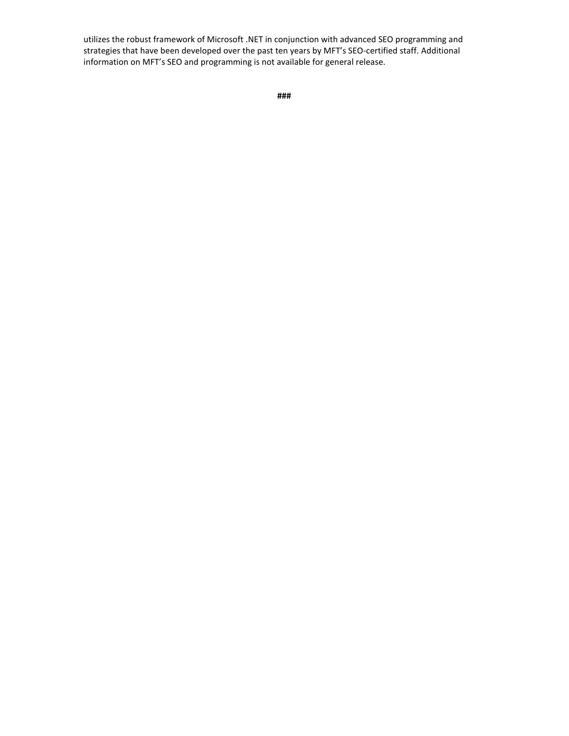utilizes the robust framework of Microsoft .NET in conjunction with advanced SEO programming and strategies that have been developed over the past ten years by MFT's SEO-certified staff. Additional information on MFT's SEO and programming is not available for general release.

**###**